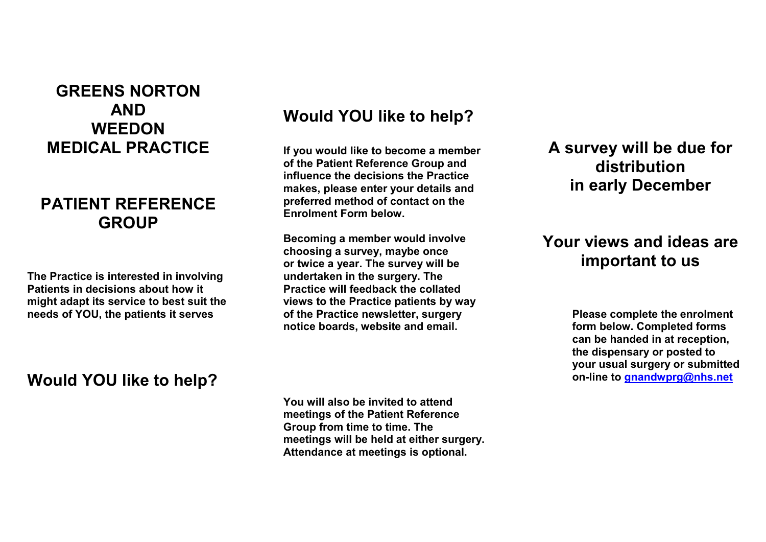# GREENS NORTON AND WEEDON MEDICAL PRACTICE

## PATIENT REFERENCE GROUP

**The Practice is interested in involving Patients in decisions about how it might adapt its service to best suit the needs of YOU, the patients it serves**

## Would YOU like to help?

## Would YOU like to help?

**If you would like to become a member of the Patient Reference Group and influence the decisions the Practice makes, please enter your details and preferred method of contact on the Enrolment Form below.**

**Becoming a member would involve choosing a survey, maybe once or twice a year. The survey will be undertaken in the surgery. The Practice will feedback the collated views to the Practice patients by way of the Practice newsletter, surgery notice boards, website and email.**

**You will also be invited to attend meetings of the Patient Reference Group from time to time. The meetings will be held at either surgery. Attendance at meetings is optional.**

## A survey will be due for distribution in early December

## Your views and ideas are important to us

**Please complete the enrolment form below. Completed forms can be handed in at reception, the dispensary or posted to your usual surgery or submitted on-line to gnandwprg@nhs.net**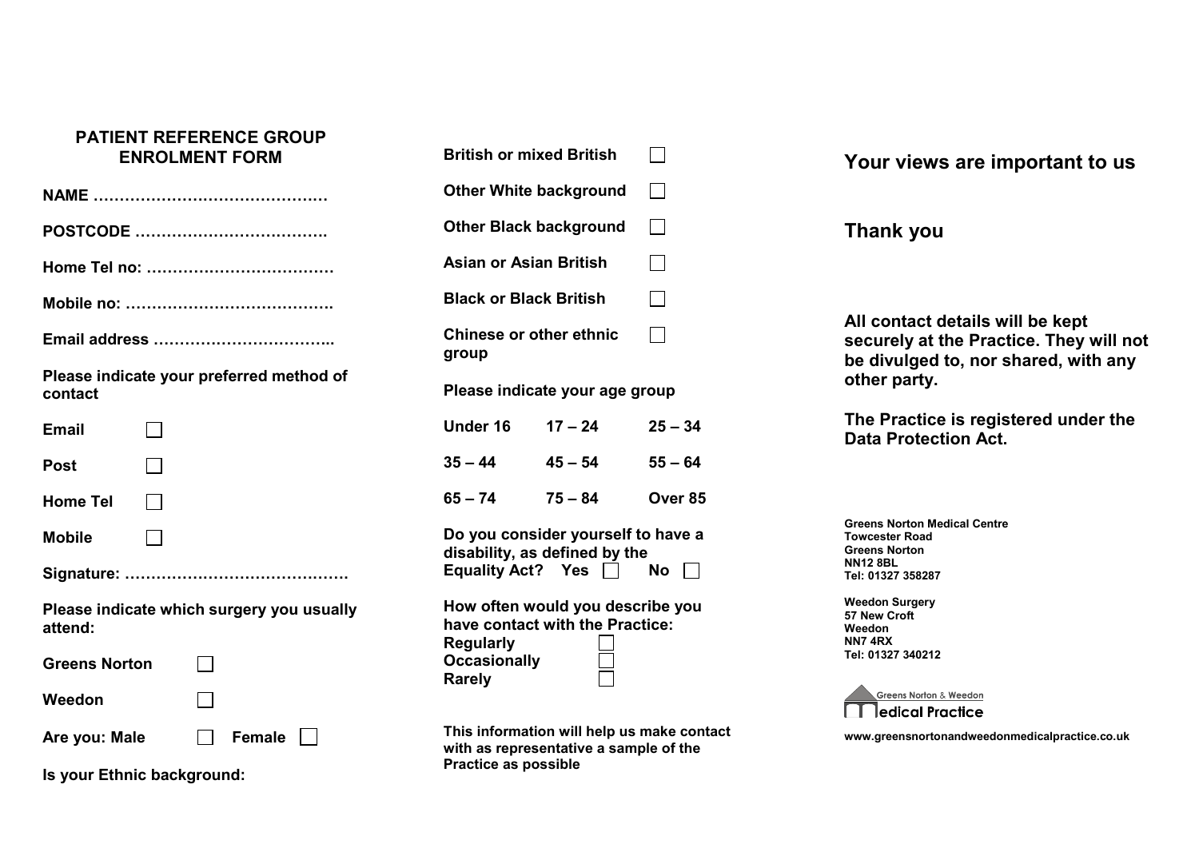## PATIENT REFERENCE GROUP ENROLMENT FORM

**NAME ………………………………………**

**POSTCODE ……………………………….**

**Home Tel no: ………………………………**

**Mobile no: ………………………………….**

**Email address ……………………………..**

**Please indicate your preferred method of contact**

**Email** ☐

**Post** ☐

**Home Tel** ☐

**Mobile** ☐

**Signature: …………………………………….**

**Please indicate which surgery you usually attend:**

**Greens Norton** ☐

**Weedon** ☐

**Are you: Male** ☐ **Female** ☐

**Is your Ethnic background:**

**British or mixed British** ☐

**Other White background** ☐

**Other Black background** ☐

**Asian or Asian British** ☐

**Black or Black British** ☐

**Chinese or other ethnic group** ☐

**Please indicate your age group**

| | | |
|---|---|---|
| **Under 16** | **17 – 24** | **25 – 34** |
| **35 – 44** | **45 – 54** | **55 – 64** |
| **65 – 74** | **75 – 84** | **Over 85** |

**Do you consider yourself to have a disability, as defined by the Equality Act? Yes** ☐ **No** ☐

**How often would you describe you have contact with the Practice:**

**Regularly** ☐
**Occasionally** ☐
**Rarely** ☐

**This information will help us make contact with as representative a sample of the Practice as possible**

## Your views are important to us

## Thank you

**All contact details will be kept securely at the Practice. They will not be divulged to, nor shared, with any other party.**

**The Practice is registered under the Data Protection Act.**

**Greens Norton Medical Centre**
**Towcester Road**
**Greens Norton**
**NN12 8BL**
**Tel: 01327 358287**

**Weedon Surgery**
**57 New Croft**
**Weedon**
**NN7 4RX**
**Tel: 01327 340212**

Greens Norton & Weedon
Medical Practice

**www.greensnortonandweedonmedicalpractice.co.uk**